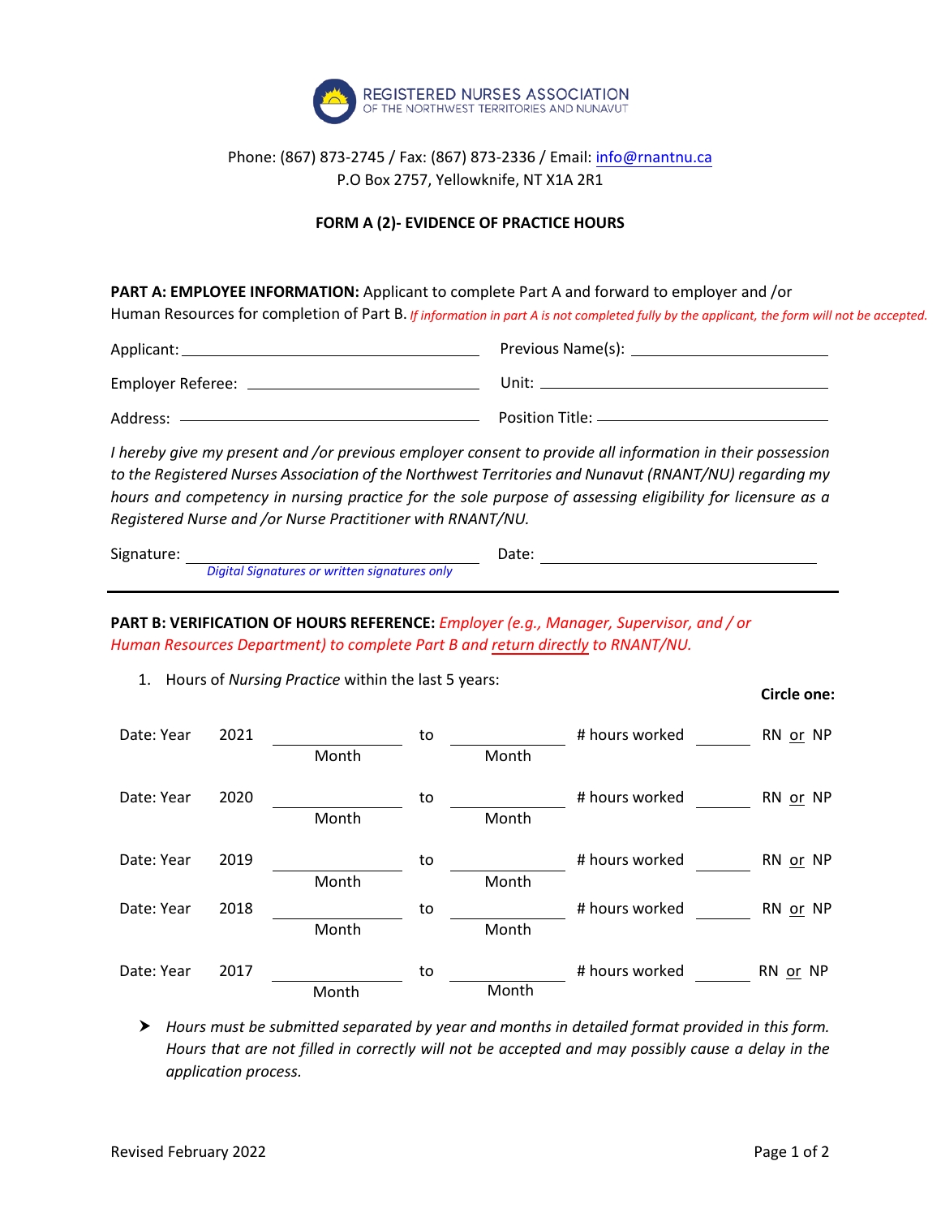REGISTERED NURSES ASSOCIATION
OF THE NORTHWEST TERRITORIES AND NUNAVUT

Phone: (867) 873-2745 / Fax: (867) 873-2336 / Email: info@rnantnu.ca
P.O Box 2757, Yellowknife, NT X1A 2R1

## FORM A (2)- EVIDENCE OF PRACTICE HOURS

**PART A: EMPLOYEE INFORMATION:** Applicant to complete Part A and forward to employer and /or Human Resources for completion of Part B. *If information in part A is not completed fully by the applicant, the form will not be accepted.*

Applicant: ______________________ Previous Name(s): ______________________

Employer Referee: ______________________ Unit: ______________________

Address: ______________________ Position Title: ______________________

*I hereby give my present and /or previous employer consent to provide all information in their possession to the Registered Nurses Association of the Northwest Territories and Nunavut (RNANT/NU) regarding my hours and competency in nursing practice for the sole purpose of assessing eligibility for licensure as a Registered Nurse and /or Nurse Practitioner with RNANT/NU.*

Signature: ______________________ Date: ______________________
*Digital Signatures or written signatures only*

---

**PART B: VERIFICATION OF HOURS REFERENCE:** *Employer (e.g., Manager, Supervisor, and / or Human Resources Department) to complete Part B and return directly to RNANT/NU.*

1. Hours of *Nursing Practice* within the last 5 years:

| Date: Year | | Month | | Month | # hours worked | | Circle one: |
|---|---|---|---|---|---|---|---|
| Date: Year | 2021 | ________ | to | ________ | # hours worked | ______ | RN or NP |
| Date: Year | 2020 | ________ | to | ________ | # hours worked | ______ | RN or NP |
| Date: Year | 2019 | ________ | to | ________ | # hours worked | ______ | RN or NP |
| Date: Year | 2018 | ________ | to | ________ | # hours worked | ______ | RN or NP |
| Date: Year | 2017 | ________ | to | ________ | # hours worked | ______ | RN or NP |

- *Hours must be submitted separated by year and months in detailed format provided in this form. Hours that are not filled in correctly will not be accepted and may possibly cause a delay in the application process.*

Revised February 2022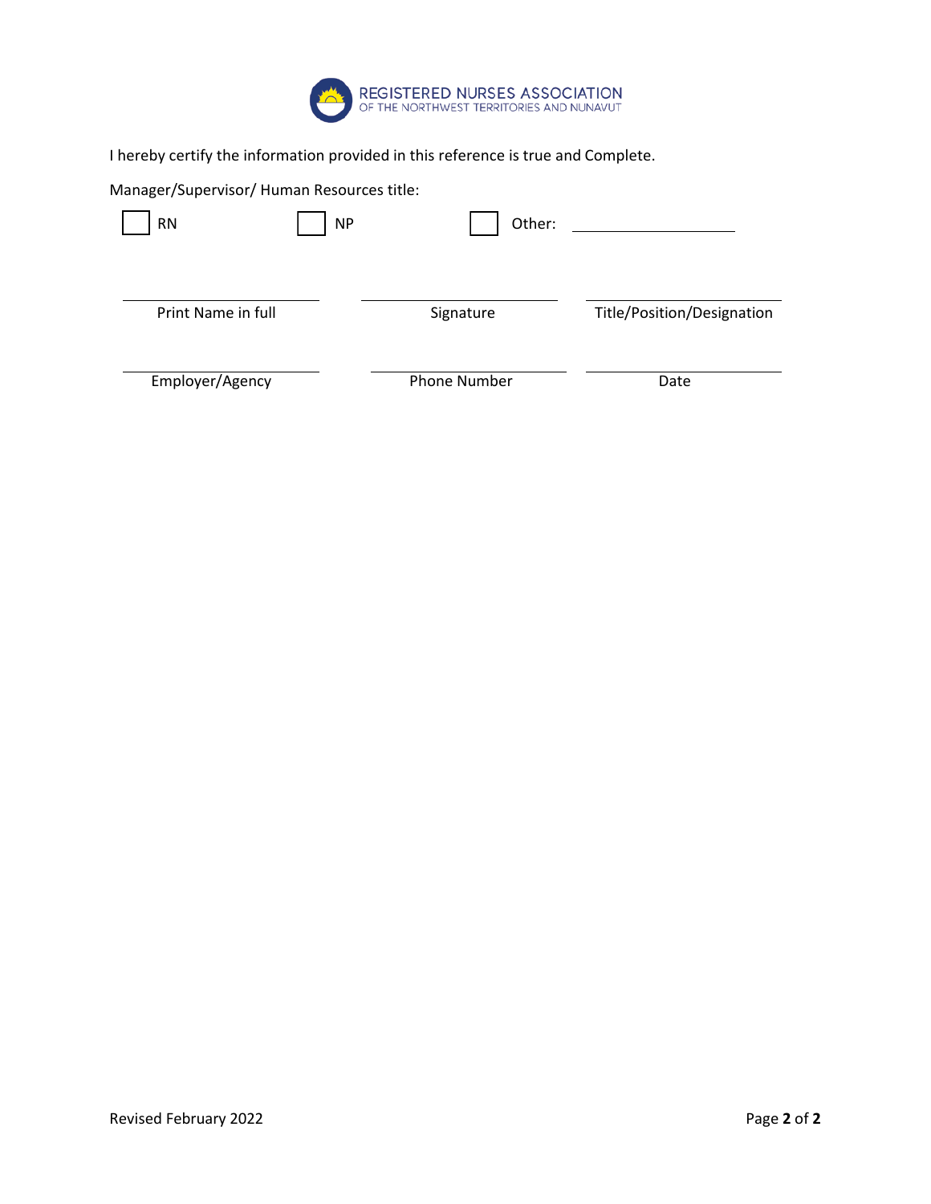REGISTERED NURSES ASSOCIATION
OF THE NORTHWEST TERRITORIES AND NUNAVUT

I hereby certify the information provided in this reference is true and Complete.

Manager/Supervisor/ Human Resources title:

☐ RN ☐ NP ☐ Other: ____________________

| | | |
|---|---|---|
| ____________________ | ____________________ | ____________________ |
| Print Name in full | Signature | Title/Position/Designation |
| ____________________ | ____________________ | ____________________ |
| Employer/Agency | Phone Number | Date |

Revised February 2022